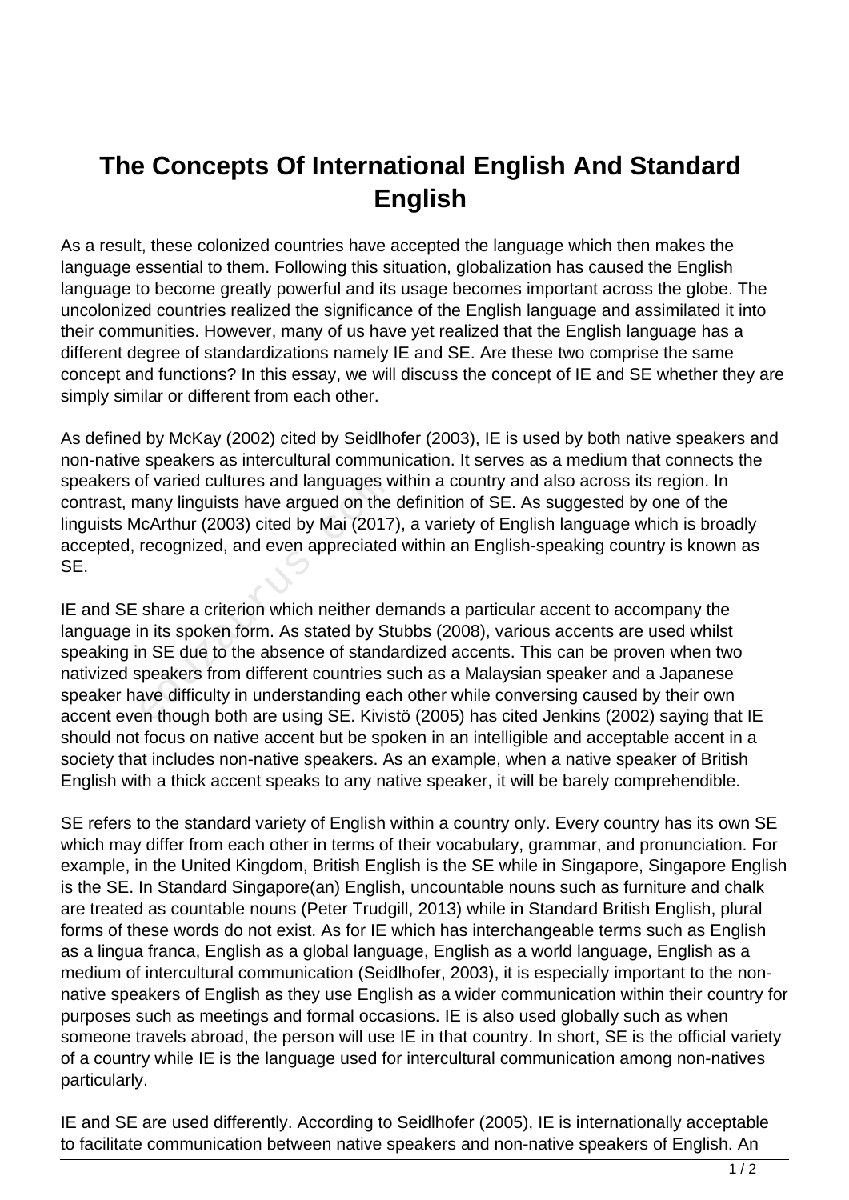# The Concepts Of International English And Standard English

As a result, these colonized countries have accepted the language which then makes the language essential to them. Following this situation, globalization has caused the English language to become greatly powerful and its usage becomes important across the globe. The uncolonized countries realized the significance of the English language and assimilated it into their communities. However, many of us have yet realized that the English language has a different degree of standardizations namely IE and SE. Are these two comprise the same concept and functions? In this essay, we will discuss the concept of IE and SE whether they are simply similar or different from each other.

As defined by McKay (2002) cited by Seidlhofer (2003), IE is used by both native speakers and non-native speakers as intercultural communication. It serves as a medium that connects the speakers of varied cultures and languages within a country and also across its region. In contrast, many linguists have argued on the definition of SE. As suggested by one of the linguists McArthur (2003) cited by Mai (2017), a variety of English language which is broadly accepted, recognized, and even appreciated within an English-speaking country is known as SE.

IE and SE share a criterion which neither demands a particular accent to accompany the language in its spoken form. As stated by Stubbs (2008), various accents are used whilst speaking in SE due to the absence of standardized accents. This can be proven when two nativized speakers from different countries such as a Malaysian speaker and a Japanese speaker have difficulty in understanding each other while conversing caused by their own accent even though both are using SE. Kivistö (2005) has cited Jenkins (2002) saying that IE should not focus on native accent but be spoken in an intelligible and acceptable accent in a society that includes non-native speakers. As an example, when a native speaker of British English with a thick accent speaks to any native speaker, it will be barely comprehendible.

SE refers to the standard variety of English within a country only. Every country has its own SE which may differ from each other in terms of their vocabulary, grammar, and pronunciation. For example, in the United Kingdom, British English is the SE while in Singapore, Singapore English is the SE. In Standard Singapore(an) English, uncountable nouns such as furniture and chalk are treated as countable nouns (Peter Trudgill, 2013) while in Standard British English, plural forms of these words do not exist. As for IE which has interchangeable terms such as English as a lingua franca, English as a global language, English as a world language, English as a medium of intercultural communication (Seidlhofer, 2003), it is especially important to the non-native speakers of English as they use English as a wider communication within their country for purposes such as meetings and formal occasions. IE is also used globally such as when someone travels abroad, the person will use IE in that country. In short, SE is the official variety of a country while IE is the language used for intercultural communication among non-natives particularly.

IE and SE are used differently. According to Seidlhofer (2005), IE is internationally acceptable to facilitate communication between native speakers and non-native speakers of English. An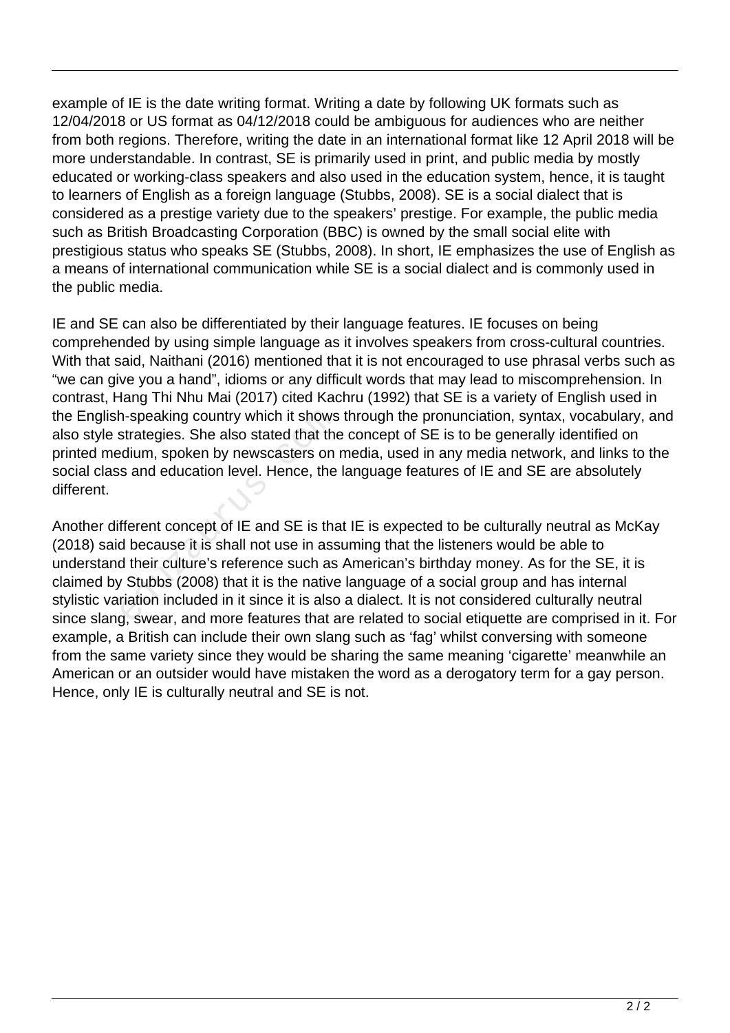example of IE is the date writing format. Writing a date by following UK formats such as 12/04/2018 or US format as 04/12/2018 could be ambiguous for audiences who are neither from both regions. Therefore, writing the date in an international format like 12 April 2018 will be more understandable. In contrast, SE is primarily used in print, and public media by mostly educated or working-class speakers and also used in the education system, hence, it is taught to learners of English as a foreign language (Stubbs, 2008). SE is a social dialect that is considered as a prestige variety due to the speakers' prestige. For example, the public media such as British Broadcasting Corporation (BBC) is owned by the small social elite with prestigious status who speaks SE (Stubbs, 2008). In short, IE emphasizes the use of English as a means of international communication while SE is a social dialect and is commonly used in the public media.

IE and SE can also be differentiated by their language features. IE focuses on being comprehended by using simple language as it involves speakers from cross-cultural countries. With that said, Naithani (2016) mentioned that it is not encouraged to use phrasal verbs such as "we can give you a hand", idioms or any difficult words that may lead to miscomprehension. In contrast, Hang Thi Nhu Mai (2017) cited Kachru (1992) that SE is a variety of English used in the English-speaking country which it shows through the pronunciation, syntax, vocabulary, and also style strategies. She also stated that the concept of SE is to be generally identified on printed medium, spoken by newscasters on media, used in any media network, and links to the social class and education level. Hence, the language features of IE and SE are absolutely different.

Another different concept of IE and SE is that IE is expected to be culturally neutral as McKay (2018) said because it is shall not use in assuming that the listeners would be able to understand their culture's reference such as American's birthday money. As for the SE, it is claimed by Stubbs (2008) that it is the native language of a social group and has internal stylistic variation included in it since it is also a dialect. It is not considered culturally neutral since slang, swear, and more features that are related to social etiquette are comprised in it. For example, a British can include their own slang such as 'fag' whilst conversing with someone from the same variety since they would be sharing the same meaning 'cigarette' meanwhile an American or an outsider would have mistaken the word as a derogatory term for a gay person. Hence, only IE is culturally neutral and SE is not.